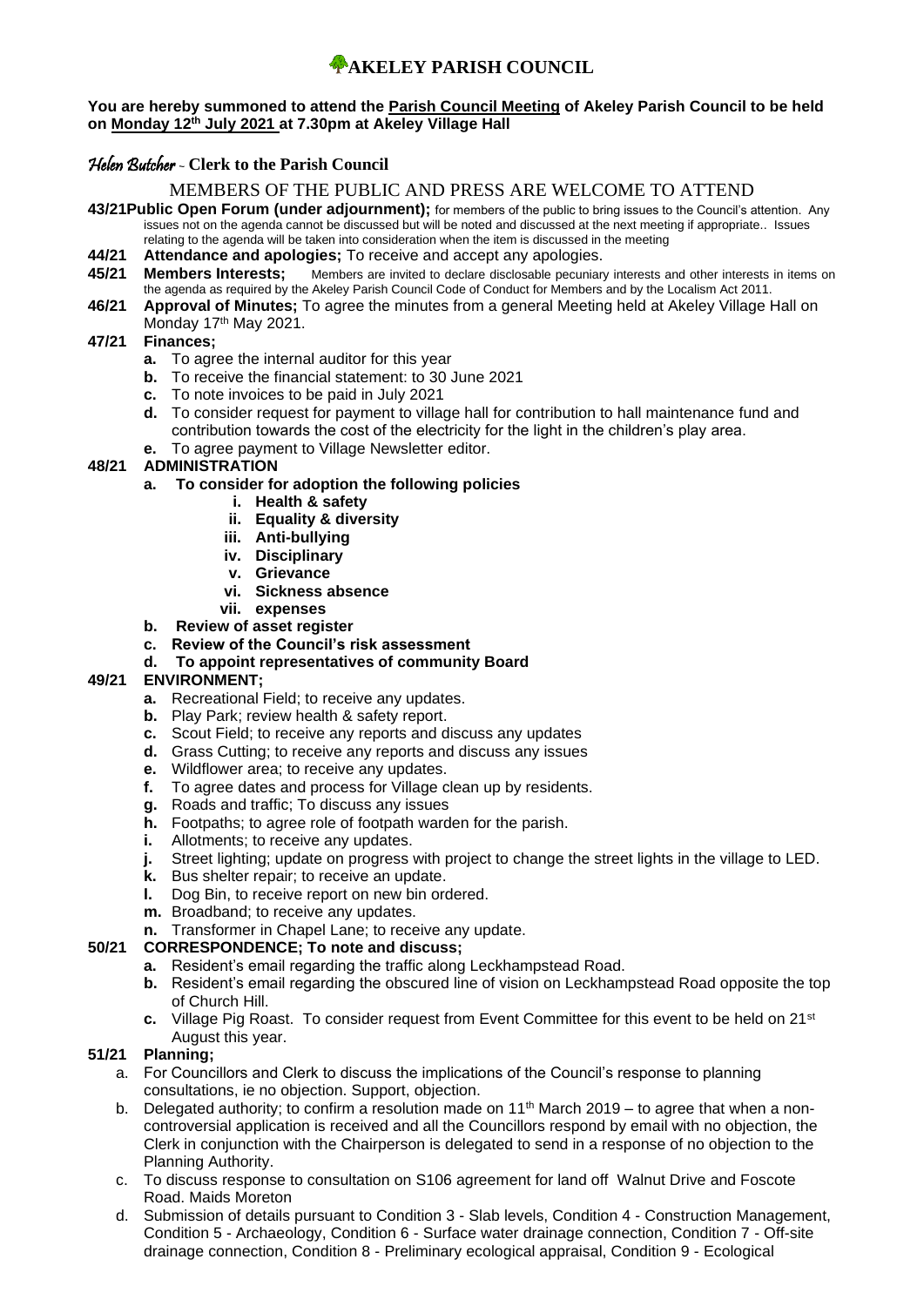# AKELEY PARISH COUNCIL

**You are hereby summoned to attend the Parish Council Meeting of Akeley Parish Council to be held on Monday 12th July 2021 at 7.30pm at Akeley Village Hall**

*Helen Butcher* - **Clerk to the Parish Council**

MEMBERS OF THE PUBLIC AND PRESS ARE WELCOME TO ATTEND

**43/21 Public Open Forum (under adjournment);** for members of the public to bring issues to the Council's attention. Any issues not on the agenda cannot be discussed but will be noted and discussed at the next meeting if appropriate.. Issues relating to the agenda will be taken into consideration when the item is discussed in the meeting

**44/21 Attendance and apologies;** To receive and accept any apologies.

**45/21 Members Interests;** Members are invited to declare disclosable pecuniary interests and other interests in items on the agenda as required by the Akeley Parish Council Code of Conduct for Members and by the Localism Act 2011.

**46/21 Approval of Minutes;** To agree the minutes from a general Meeting held at Akeley Village Hall on Monday 17th May 2021.

**47/21 Finances;**

- **a.** To agree the internal auditor for this year
- **b.** To receive the financial statement: to 30 June 2021
- **c.** To note invoices to be paid in July 2021
- **d.** To consider request for payment to village hall for contribution to hall maintenance fund and contribution towards the cost of the electricity for the light in the children's play area.
- **e.** To agree payment to Village Newsletter editor.

**48/21 ADMINISTRATION**

- **a. To consider for adoption the following policies**
  - **i. Health & safety**
  - **ii. Equality & diversity**
  - **iii. Anti-bullying**
  - **iv. Disciplinary**
  - **v. Grievance**
  - **vi. Sickness absence**
  - **vii. expenses**
- **b. Review of asset register**
- **c. Review of the Council's risk assessment**
- **d. To appoint representatives of community Board**

**49/21 ENVIRONMENT;**

- **a.** Recreational Field; to receive any updates.
- **b.** Play Park; review health & safety report.
- **c.** Scout Field; to receive any reports and discuss any updates
- **d.** Grass Cutting; to receive any reports and discuss any issues
- **e.** Wildflower area; to receive any updates.
- **f.** To agree dates and process for Village clean up by residents.
- **g.** Roads and traffic; To discuss any issues
- **h.** Footpaths; to agree role of footpath warden for the parish.
- **i.** Allotments; to receive any updates.
- **j.** Street lighting; update on progress with project to change the street lights in the village to LED.
- **k.** Bus shelter repair; to receive an update.
- **l.** Dog Bin, to receive report on new bin ordered.
- **m.** Broadband; to receive any updates.
- **n.** Transformer in Chapel Lane; to receive any update.

**50/21 CORRESPONDENCE; To note and discuss;**

- **a.** Resident's email regarding the traffic along Leckhampstead Road.
- **b.** Resident's email regarding the obscured line of vision on Leckhampstead Road opposite the top of Church Hill.
- **c.** Village Pig Roast. To consider request from Event Committee for this event to be held on 21st August this year.

**51/21 Planning;**

- a. For Councillors and Clerk to discuss the implications of the Council's response to planning consultations, ie no objection. Support, objection.
- b. Delegated authority; to confirm a resolution made on 11th March 2019 – to agree that when a non-controversial application is received and all the Councillors respond by email with no objection, the Clerk in conjunction with the Chairperson is delegated to send in a response of no objection to the Planning Authority.
- c. To discuss response to consultation on S106 agreement for land off Walnut Drive and Foscote Road. Maids Moreton
- d. Submission of details pursuant to Condition 3 - Slab levels, Condition 4 - Construction Management, Condition 5 - Archaeology, Condition 6 - Surface water drainage connection, Condition 7 - Off-site drainage connection, Condition 8 - Preliminary ecological appraisal, Condition 9 - Ecological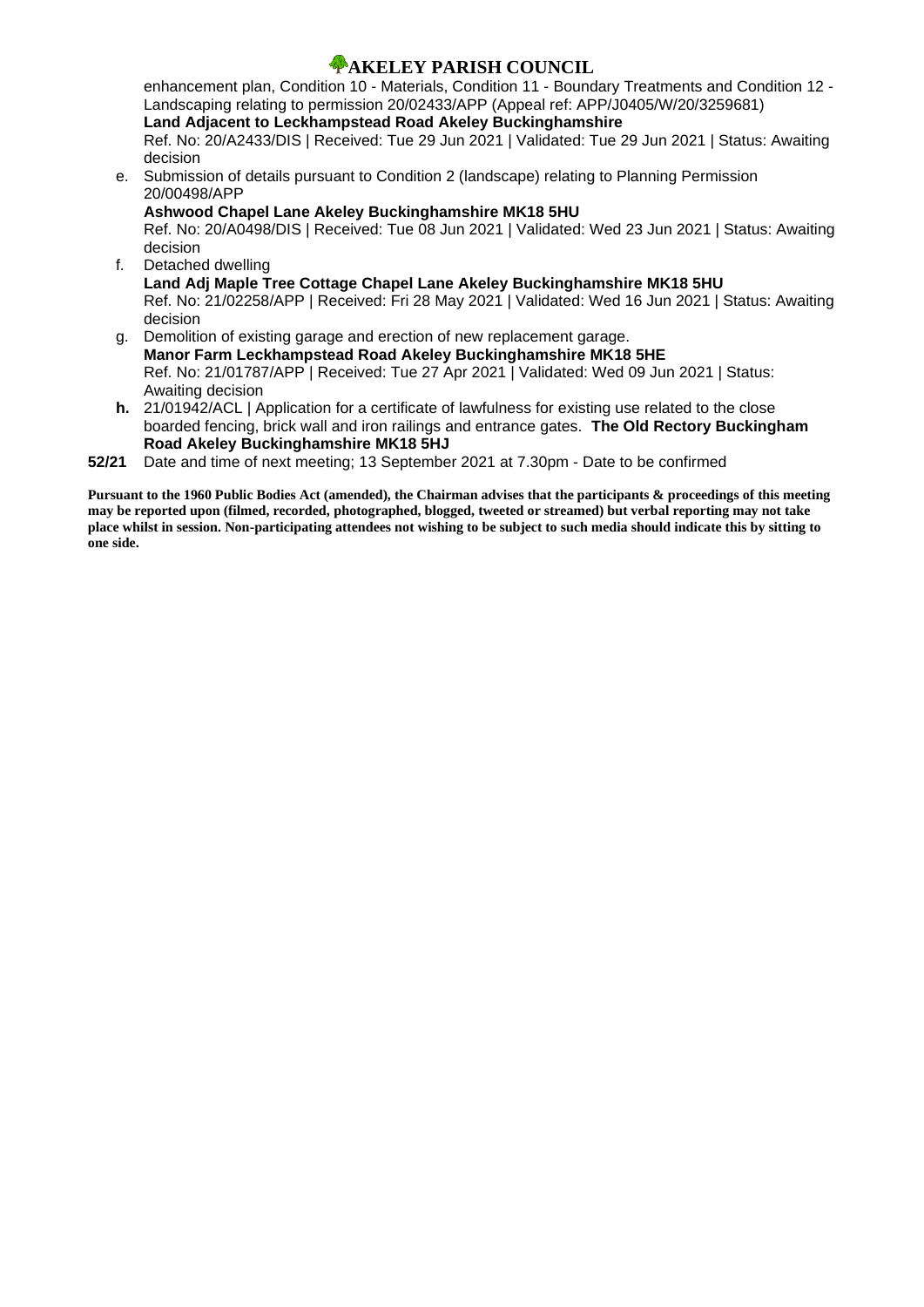enhancement plan, Condition 10 - Materials, Condition 11 - Boundary Treatments and Condition 12 - Landscaping relating to permission 20/02433/APP (Appeal ref: APP/J0405/W/20/3259681)
**Land Adjacent to Leckhampstead Road Akeley Buckinghamshire**
Ref. No: 20/A2433/DIS | Received: Tue 29 Jun 2021 | Validated: Tue 29 Jun 2021 | Status: Awaiting decision

e. Submission of details pursuant to Condition 2 (landscape) relating to Planning Permission 20/00498/APP
**Ashwood Chapel Lane Akeley Buckinghamshire MK18 5HU**
Ref. No: 20/A0498/DIS | Received: Tue 08 Jun 2021 | Validated: Wed 23 Jun 2021 | Status: Awaiting decision

f. Detached dwelling
**Land Adj Maple Tree Cottage Chapel Lane Akeley Buckinghamshire MK18 5HU**
Ref. No: 21/02258/APP | Received: Fri 28 May 2021 | Validated: Wed 16 Jun 2021 | Status: Awaiting decision

g. Demolition of existing garage and erection of new replacement garage.
**Manor Farm Leckhampstead Road Akeley Buckinghamshire MK18 5HE**
Ref. No: 21/01787/APP | Received: Tue 27 Apr 2021 | Validated: Wed 09 Jun 2021 | Status: Awaiting decision

**h.** 21/01942/ACL | Application for a certificate of lawfulness for existing use related to the close boarded fencing, brick wall and iron railings and entrance gates. **The Old Rectory Buckingham Road Akeley Buckinghamshire MK18 5HJ**

**52/21** Date and time of next meeting; 13 September 2021 at 7.30pm - Date to be confirmed

**Pursuant to the 1960 Public Bodies Act (amended), the Chairman advises that the participants & proceedings of this meeting may be reported upon (filmed, recorded, photographed, blogged, tweeted or streamed) but verbal reporting may not take place whilst in session. Non-participating attendees not wishing to be subject to such media should indicate this by sitting to one side.**